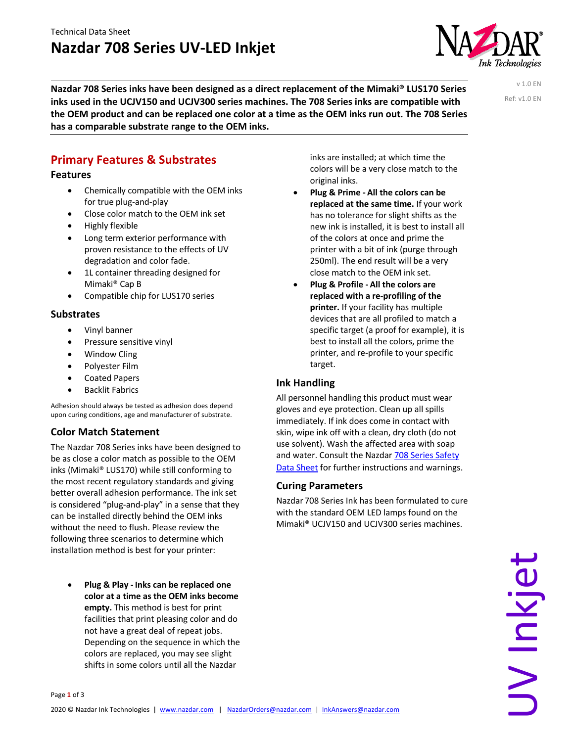Technical Data Sheet

# Nazdar 708 Series UV-LED Inkjet

v 1.0 EN

Ref: v1.0 EN

**Nazdar 708 Series inks have been designed as a direct replacement of the Mimaki® LUS170 Series inks used in the UCJV150 and UCJV300 series machines. The 708 Series inks are compatible with the OEM product and can be replaced one color at a time as the OEM inks run out. The 708 Series has a comparable substrate range to the OEM inks.**

## Primary Features & Substrates

### Features

- Chemically compatible with the OEM inks for true plug-and-play
- Close color match to the OEM ink set
- Highly flexible
- Long term exterior performance with proven resistance to the effects of UV degradation and color fade.
- 1L container threading designed for Mimaki® Cap B
- Compatible chip for LUS170 series

### Substrates

- Vinyl banner
- Pressure sensitive vinyl
- Window Cling
- Polyester Film
- Coated Papers
- Backlit Fabrics

Adhesion should always be tested as adhesion does depend upon curing conditions, age and manufacturer of substrate.

### Color Match Statement

The Nazdar 708 Series inks have been designed to be as close a color match as possible to the OEM inks (Mimaki® LUS170) while still conforming to the most recent regulatory standards and giving better overall adhesion performance. The ink set is considered "plug-and-play" in a sense that they can be installed directly behind the OEM inks without the need to flush. Please review the following three scenarios to determine which installation method is best for your printer:

- **Plug & Play - Inks can be replaced one color at a time as the OEM inks become empty.** This method is best for print facilities that print pleasing color and do not have a great deal of repeat jobs. Depending on the sequence in which the colors are replaced, you may see slight shifts in some colors until all the Nazdar inks are installed; at which time the colors will be a very close match to the original inks.
- **Plug & Prime - All the colors can be replaced at the same time.** If your work has no tolerance for slight shifts as the new ink is installed, it is best to install all of the colors at once and prime the printer with a bit of ink (purge through 250ml). The end result will be a very close match to the OEM ink set.
- **Plug & Profile - All the colors are replaced with a re-profiling of the printer.** If your facility has multiple devices that are all profiled to match a specific target (a proof for example), it is best to install all the colors, prime the printer, and re-profile to your specific target.

### Ink Handling

All personnel handling this product must wear gloves and eye protection. Clean up all spills immediately. If ink does come in contact with skin, wipe ink off with a clean, dry cloth (do not use solvent). Wash the affected area with soap and water. Consult the Nazdar 708 Series Safety Data Sheet for further instructions and warnings.

### Curing Parameters

Nazdar 708 Series Ink has been formulated to cure with the standard OEM LED lamps found on the Mimaki® UCJV150 and UCJV300 series machines.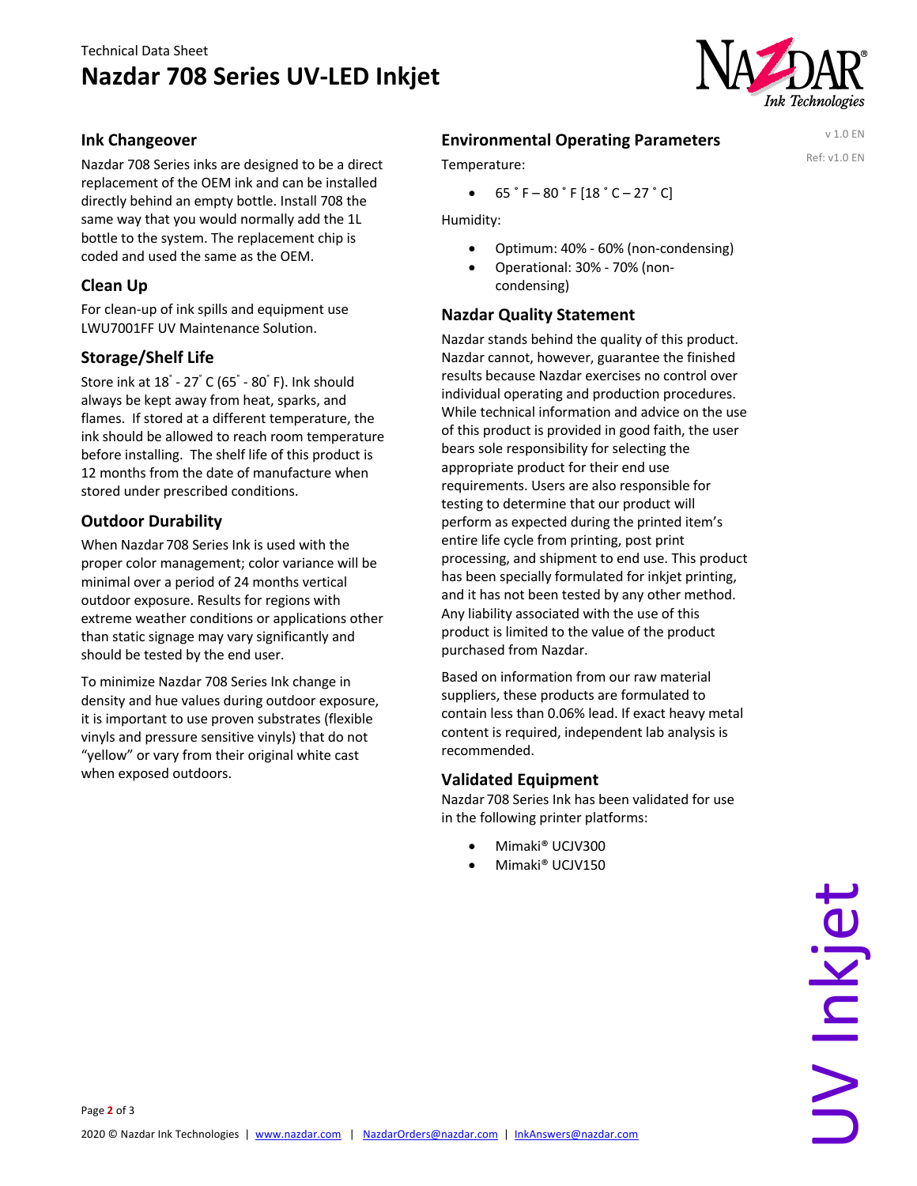## Ink Changeover

Nazdar 708 Series inks are designed to be a direct replacement of the OEM ink and can be installed directly behind an empty bottle. Install 708 the same way that you would normally add the 1L bottle to the system. The replacement chip is coded and used the same as the OEM.

## Clean Up

For clean-up of ink spills and equipment use LWU7001FF UV Maintenance Solution.

## Storage/Shelf Life

Store ink at 18˚ - 27˚ C (65˚ - 80˚ F). Ink should always be kept away from heat, sparks, and flames. If stored at a different temperature, the ink should be allowed to reach room temperature before installing. The shelf life of this product is 12 months from the date of manufacture when stored under prescribed conditions.

## Outdoor Durability

When Nazdar 708 Series Ink is used with the proper color management; color variance will be minimal over a period of 24 months vertical outdoor exposure. Results for regions with extreme weather conditions or applications other than static signage may vary significantly and should be tested by the end user.

To minimize Nazdar 708 Series Ink change in density and hue values during outdoor exposure, it is important to use proven substrates (flexible vinyls and pressure sensitive vinyls) that do not "yellow" or vary from their original white cast when exposed outdoors.

## Environmental Operating Parameters

Temperature:

- 65 ˚ F – 80 ˚ F [18 ˚ C – 27 ˚ C]

Humidity:

- Optimum: 40% - 60% (non-condensing)
- Operational: 30% - 70% (non-condensing)

## Nazdar Quality Statement

Nazdar stands behind the quality of this product. Nazdar cannot, however, guarantee the finished results because Nazdar exercises no control over individual operating and production procedures. While technical information and advice on the use of this product is provided in good faith, the user bears sole responsibility for selecting the appropriate product for their end use requirements. Users are also responsible for testing to determine that our product will perform as expected during the printed item's entire life cycle from printing, post print processing, and shipment to end use. This product has been specially formulated for inkjet printing, and it has not been tested by any other method. Any liability associated with the use of this product is limited to the value of the product purchased from Nazdar.

Based on information from our raw material suppliers, these products are formulated to contain less than 0.06% lead. If exact heavy metal content is required, independent lab analysis is recommended.

## Validated Equipment

Nazdar 708 Series Ink has been validated for use in the following printer platforms:

- Mimaki® UCJV300
- Mimaki® UCJV150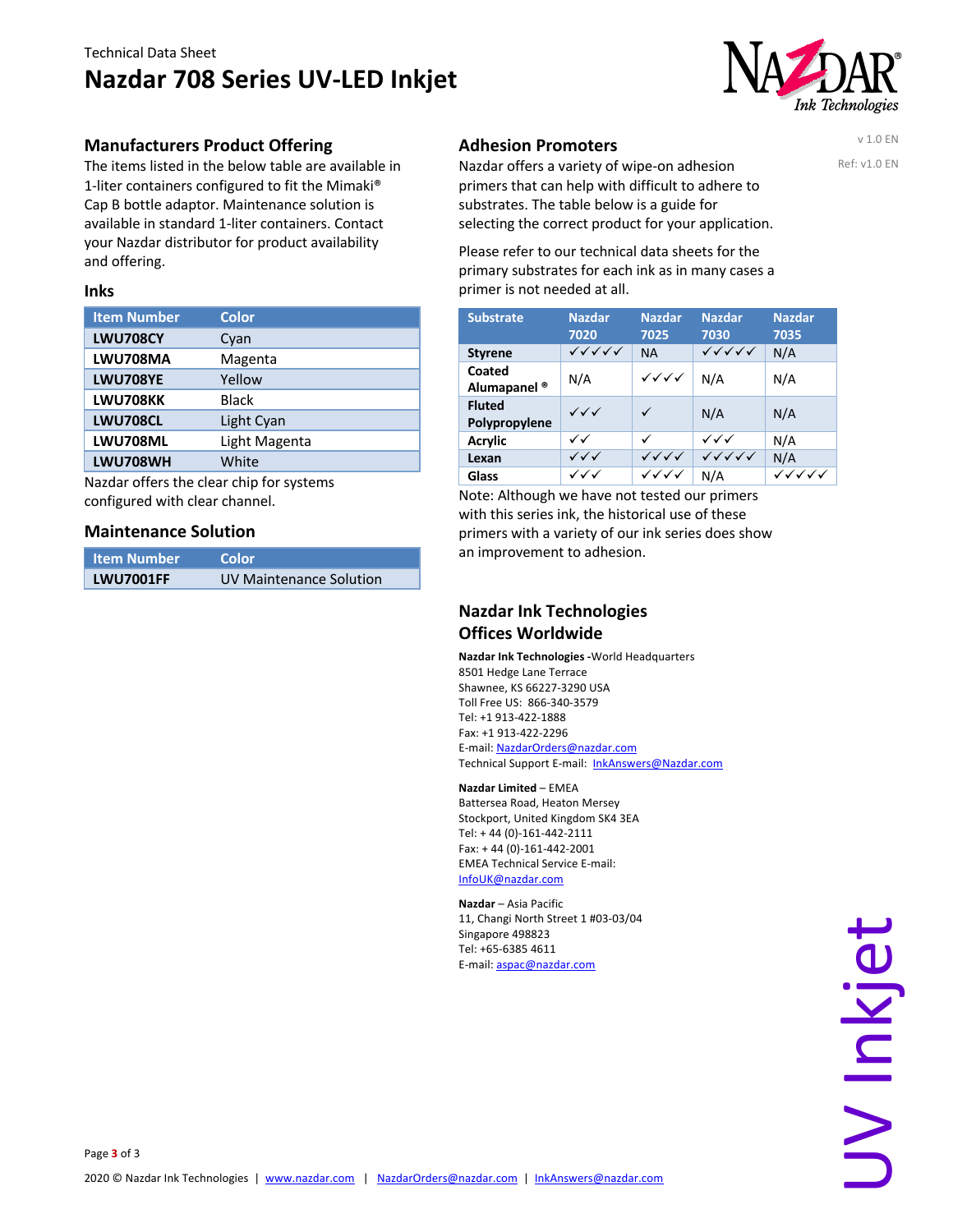Technical Data Sheet

# Nazdar 708 Series UV-LED Inkjet

v 1.0 EN

Ref: v1.0 EN

## Manufacturers Product Offering

The items listed in the below table are available in 1-liter containers configured to fit the Mimaki® Cap B bottle adaptor. Maintenance solution is available in standard 1-liter containers. Contact your Nazdar distributor for product availability and offering.

### Inks

| Item Number | Color |
|---|---|
| **LWU708CY** | Cyan |
| **LWU708MA** | Magenta |
| **LWU708YE** | Yellow |
| **LWU708KK** | Black |
| **LWU708CL** | Light Cyan |
| **LWU708ML** | Light Magenta |
| **LWU708WH** | White |

Nazdar offers the clear chip for systems configured with clear channel.

## Maintenance Solution

| Item Number | Color |
|---|---|
| **LWU7001FF** | UV Maintenance Solution |

## Adhesion Promoters

Nazdar offers a variety of wipe-on adhesion primers that can help with difficult to adhere to substrates. The table below is a guide for selecting the correct product for your application.

Please refer to our technical data sheets for the primary substrates for each ink as in many cases a primer is not needed at all.

| Substrate | Nazdar 7020 | Nazdar 7025 | Nazdar 7030 | Nazdar 7035 |
|---|---|---|---|---|
| **Styrene** | ✓✓✓✓✓ | NA | ✓✓✓✓✓ | N/A |
| **Coated Alumapanel ®** | N/A | ✓✓✓✓ | N/A | N/A |
| **Fluted Polypropylene** | ✓✓✓ | ✓ | N/A | N/A |
| **Acrylic** | ✓✓ | ✓ | ✓✓✓ | N/A |
| **Lexan** | ✓✓✓ | ✓✓✓✓ | ✓✓✓✓✓ | N/A |
| **Glass** | ✓✓✓ | ✓✓✓✓ | N/A | ✓✓✓✓✓ |

Note: Although we have not tested our primers with this series ink, the historical use of these primers with a variety of our ink series does show an improvement to adhesion.

## Nazdar Ink Technologies Offices Worldwide

**Nazdar Ink Technologies** -World Headquarters
8501 Hedge Lane Terrace
Shawnee, KS 66227-3290 USA
Toll Free US: 866-340-3579
Tel: +1 913-422-1888
Fax: +1 913-422-2296
E-mail: NazdarOrders@nazdar.com
Technical Support E-mail: InkAnswers@Nazdar.com

**Nazdar Limited** – EMEA
Battersea Road, Heaton Mersey
Stockport, United Kingdom SK4 3EA
Tel: + 44 (0)-161-442-2111
Fax: + 44 (0)-161-442-2001
EMEA Technical Service E-mail:
InfoUK@nazdar.com

**Nazdar** – Asia Pacific
11, Changi North Street 1 #03-03/04
Singapore 498823
Tel: +65-6385 4611
E-mail: aspac@nazdar.com

UV Inkjet

2020 © Nazdar Ink Technologies | www.nazdar.com | NazdarOrders@nazdar.com | InkAnswers@nazdar.com